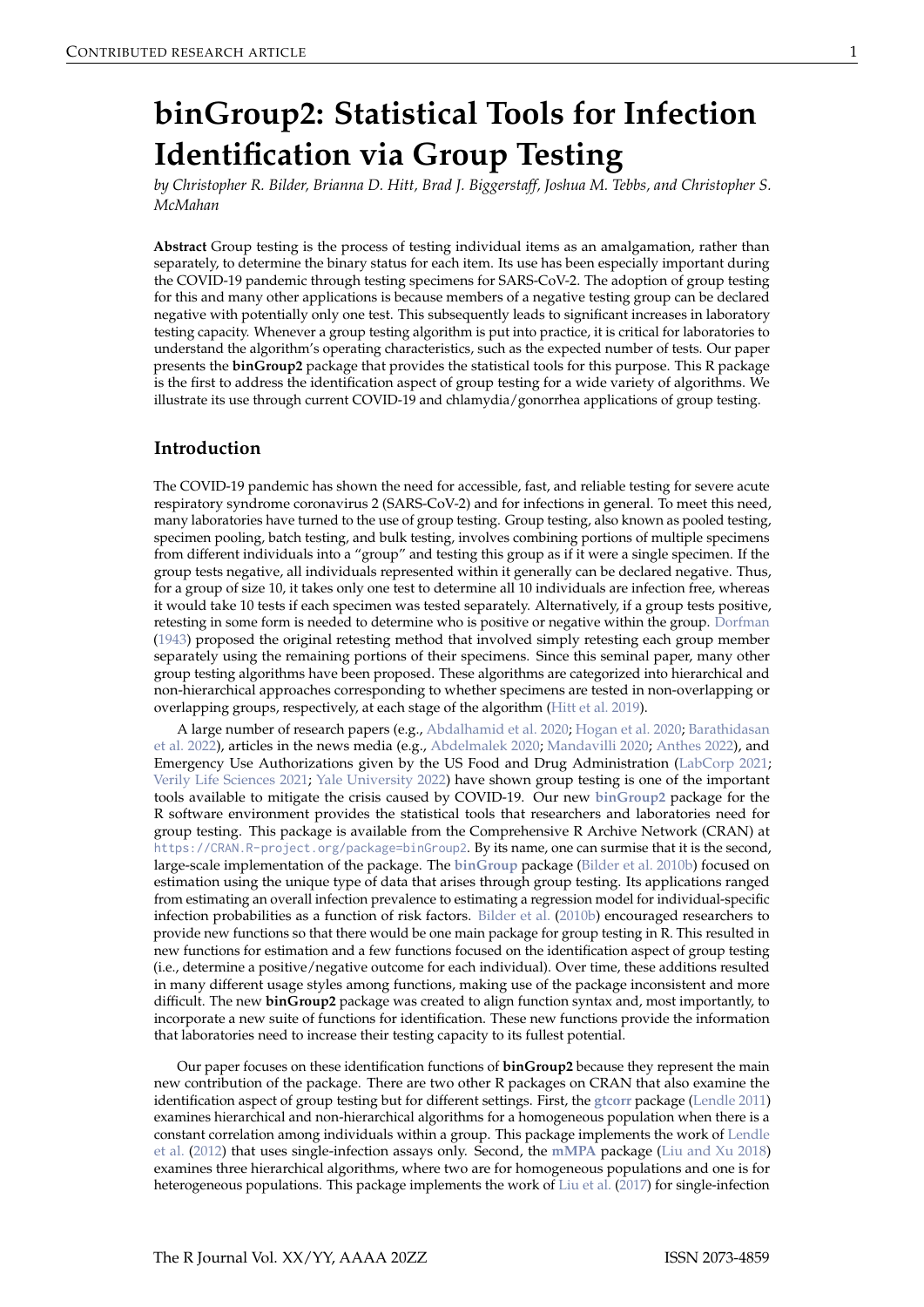# binGroup2: Statistical Tools for Infection Identification via Group Testing

*by Christopher R. Bilder, Brianna D. Hitt, Brad J. Biggerstaff, Joshua M. Tebbs, and Christopher S. McMahan*

**Abstract** Group testing is the process of testing individual items as an amalgamation, rather than separately, to determine the binary status for each item. Its use has been especially important during the COVID-19 pandemic through testing specimens for SARS-CoV-2. The adoption of group testing for this and many other applications is because members of a negative testing group can be declared negative with potentially only one test. This subsequently leads to significant increases in laboratory testing capacity. Whenever a group testing algorithm is put into practice, it is critical for laboratories to understand the algorithm's operating characteristics, such as the expected number of tests. Our paper presents the **binGroup2** package that provides the statistical tools for this purpose. This R package is the first to address the identification aspect of group testing for a wide variety of algorithms. We illustrate its use through current COVID-19 and chlamydia/gonorrhea applications of group testing.

## Introduction

The COVID-19 pandemic has shown the need for accessible, fast, and reliable testing for severe acute respiratory syndrome coronavirus 2 (SARS-CoV-2) and for infections in general. To meet this need, many laboratories have turned to the use of group testing. Group testing, also known as pooled testing, specimen pooling, batch testing, and bulk testing, involves combining portions of multiple specimens from different individuals into a "group" and testing this group as if it were a single specimen. If the group tests negative, all individuals represented within it generally can be declared negative. Thus, for a group of size 10, it takes only one test to determine all 10 individuals are infection free, whereas it would take 10 tests if each specimen was tested separately. Alternatively, if a group tests positive, retesting in some form is needed to determine who is positive or negative within the group. Dorfman (1943) proposed the original retesting method that involved simply retesting each group member separately using the remaining portions of their specimens. Since this seminal paper, many other group testing algorithms have been proposed. These algorithms are categorized into hierarchical and non-hierarchical approaches corresponding to whether specimens are tested in non-overlapping or overlapping groups, respectively, at each stage of the algorithm (Hitt et al. 2019).

A large number of research papers (e.g., Abdalhamid et al. 2020; Hogan et al. 2020; Barathidasan et al. 2022), articles in the news media (e.g., Abdelmalek 2020; Mandavilli 2020; Anthes 2022), and Emergency Use Authorizations given by the US Food and Drug Administration (LabCorp 2021; Verily Life Sciences 2021; Yale University 2022) have shown group testing is one of the important tools available to mitigate the crisis caused by COVID-19. Our new **binGroup2** package for the R software environment provides the statistical tools that researchers and laboratories need for group testing. This package is available from the Comprehensive R Archive Network (CRAN) at `https://CRAN.R-project.org/package=binGroup2`. By its name, one can surmise that it is the second, large-scale implementation of the package. The **binGroup** package (Bilder et al. 2010b) focused on estimation using the unique type of data that arises through group testing. Its applications ranged from estimating an overall infection prevalence to estimating a regression model for individual-specific infection probabilities as a function of risk factors. Bilder et al. (2010b) encouraged researchers to provide new functions so that there would be one main package for group testing in R. This resulted in new functions for estimation and a few functions focused on the identification aspect of group testing (i.e., determine a positive/negative outcome for each individual). Over time, these additions resulted in many different usage styles among functions, making use of the package inconsistent and more difficult. The new **binGroup2** package was created to align function syntax and, most importantly, to incorporate a new suite of functions for identification. These new functions provide the information that laboratories need to increase their testing capacity to its fullest potential.

Our paper focuses on these identification functions of **binGroup2** because they represent the main new contribution of the package. There are two other R packages on CRAN that also examine the identification aspect of group testing but for different settings. First, the **gtcorr** package (Lendle 2011) examines hierarchical and non-hierarchical algorithms for a homogeneous population when there is a constant correlation among individuals within a group. This package implements the work of Lendle et al. (2012) that uses single-infection assays only. Second, the **mMPA** package (Liu and Xu 2018) examines three hierarchical algorithms, where two are for homogeneous populations and one is for heterogeneous populations. This package implements the work of Liu et al. (2017) for single-infection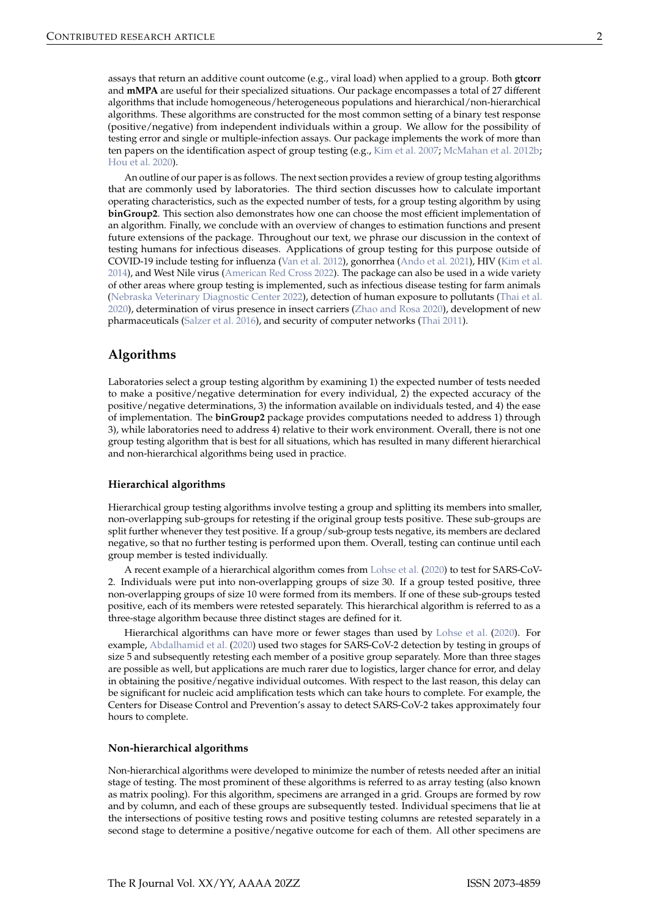assays that return an additive count outcome (e.g., viral load) when applied to a group. Both **gtcorr** and **mMPA** are useful for their specialized situations. Our package encompasses a total of 27 different algorithms that include homogeneous/heterogeneous populations and hierarchical/non-hierarchical algorithms. These algorithms are constructed for the most common setting of a binary test response (positive/negative) from independent individuals within a group. We allow for the possibility of testing error and single or multiple-infection assays. Our package implements the work of more than ten papers on the identification aspect of group testing (e.g., Kim et al. 2007; McMahan et al. 2012b; Hou et al. 2020).

An outline of our paper is as follows. The next section provides a review of group testing algorithms that are commonly used by laboratories. The third section discusses how to calculate important operating characteristics, such as the expected number of tests, for a group testing algorithm by using **binGroup2**. This section also demonstrates how one can choose the most efficient implementation of an algorithm. Finally, we conclude with an overview of changes to estimation functions and present future extensions of the package. Throughout our text, we phrase our discussion in the context of testing humans for infectious diseases. Applications of group testing for this purpose outside of COVID-19 include testing for influenza (Van et al. 2012), gonorrhea (Ando et al. 2021), HIV (Kim et al. 2014), and West Nile virus (American Red Cross 2022). The package can also be used in a wide variety of other areas where group testing is implemented, such as infectious disease testing for farm animals (Nebraska Veterinary Diagnostic Center 2022), detection of human exposure to pollutants (Thai et al. 2020), determination of virus presence in insect carriers (Zhao and Rosa 2020), development of new pharmaceuticals (Salzer et al. 2016), and security of computer networks (Thai 2011).

## Algorithms

Laboratories select a group testing algorithm by examining 1) the expected number of tests needed to make a positive/negative determination for every individual, 2) the expected accuracy of the positive/negative determinations, 3) the information available on individuals tested, and 4) the ease of implementation. The **binGroup2** package provides computations needed to address 1) through 3), while laboratories need to address 4) relative to their work environment. Overall, there is not one group testing algorithm that is best for all situations, which has resulted in many different hierarchical and non-hierarchical algorithms being used in practice.

### Hierarchical algorithms

Hierarchical group testing algorithms involve testing a group and splitting its members into smaller, non-overlapping sub-groups for retesting if the original group tests positive. These sub-groups are split further whenever they test positive. If a group/sub-group tests negative, its members are declared negative, so that no further testing is performed upon them. Overall, testing can continue until each group member is tested individually.

A recent example of a hierarchical algorithm comes from Lohse et al. (2020) to test for SARS-CoV-2. Individuals were put into non-overlapping groups of size 30. If a group tested positive, three non-overlapping groups of size 10 were formed from its members. If one of these sub-groups tested positive, each of its members were retested separately. This hierarchical algorithm is referred to as a three-stage algorithm because three distinct stages are defined for it.

Hierarchical algorithms can have more or fewer stages than used by Lohse et al. (2020). For example, Abdalhamid et al. (2020) used two stages for SARS-CoV-2 detection by testing in groups of size 5 and subsequently retesting each member of a positive group separately. More than three stages are possible as well, but applications are much rarer due to logistics, larger chance for error, and delay in obtaining the positive/negative individual outcomes. With respect to the last reason, this delay can be significant for nucleic acid amplification tests which can take hours to complete. For example, the Centers for Disease Control and Prevention's assay to detect SARS-CoV-2 takes approximately four hours to complete.

### Non-hierarchical algorithms

Non-hierarchical algorithms were developed to minimize the number of retests needed after an initial stage of testing. The most prominent of these algorithms is referred to as array testing (also known as matrix pooling). For this algorithm, specimens are arranged in a grid. Groups are formed by row and by column, and each of these groups are subsequently tested. Individual specimens that lie at the intersections of positive testing rows and positive testing columns are retested separately in a second stage to determine a positive/negative outcome for each of them. All other specimens are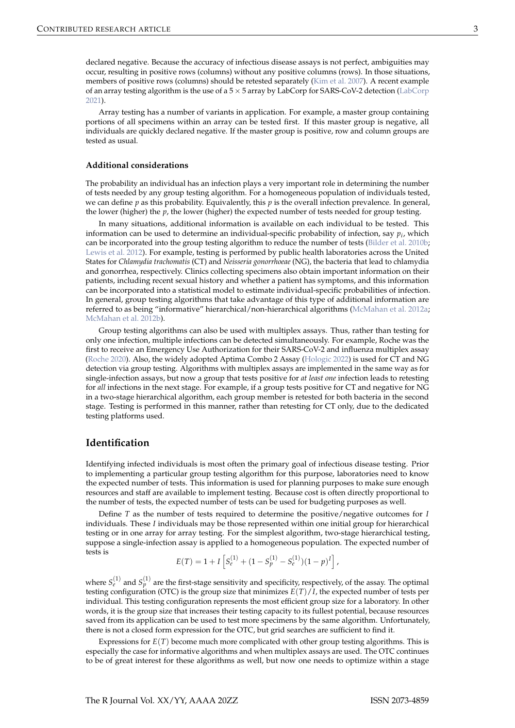declared negative. Because the accuracy of infectious disease assays is not perfect, ambiguities may occur, resulting in positive rows (columns) without any positive columns (rows). In those situations, members of positive rows (columns) should be retested separately (Kim et al. 2007). A recent example of an array testing algorithm is the use of a $5 \times 5$ array by LabCorp for SARS-CoV-2 detection (LabCorp 2021).

Array testing has a number of variants in application. For example, a master group containing portions of all specimens within an array can be tested first. If this master group is negative, all individuals are quickly declared negative. If the master group is positive, row and column groups are tested as usual.

### Additional considerations

The probability an individual has an infection plays a very important role in determining the number of tests needed by any group testing algorithm. For a homogeneous population of individuals tested, we can define $p$ as this probability. Equivalently, this $p$ is the overall infection prevalence. In general, the lower (higher) the $p$, the lower (higher) the expected number of tests needed for group testing.

In many situations, additional information is available on each individual to be tested. This information can be used to determine an individual-specific probability of infection, say $p_i$, which can be incorporated into the group testing algorithm to reduce the number of tests (Bilder et al. 2010b; Lewis et al. 2012). For example, testing is performed by public health laboratories across the United States for *Chlamydia trachomatis* (CT) and *Neisseria gonorrhoeae* (NG), the bacteria that lead to chlamydia and gonorrhea, respectively. Clinics collecting specimens also obtain important information on their patients, including recent sexual history and whether a patient has symptoms, and this information can be incorporated into a statistical model to estimate individual-specific probabilities of infection. In general, group testing algorithms that take advantage of this type of additional information are referred to as being "informative" hierarchical/non-hierarchical algorithms (McMahan et al. 2012a; McMahan et al. 2012b).

Group testing algorithms can also be used with multiplex assays. Thus, rather than testing for only one infection, multiple infections can be detected simultaneously. For example, Roche was the first to receive an Emergency Use Authorization for their SARS-CoV-2 and influenza multiplex assay (Roche 2020). Also, the widely adopted Aptima Combo 2 Assay (Hologic 2022) is used for CT and NG detection via group testing. Algorithms with multiplex assays are implemented in the same way as for single-infection assays, but now a group that tests positive for *at least one* infection leads to retesting for *all* infections in the next stage. For example, if a group tests positive for CT and negative for NG in a two-stage hierarchical algorithm, each group member is retested for both bacteria in the second stage. Testing is performed in this manner, rather than retesting for CT only, due to the dedicated testing platforms used.

## Identification

Identifying infected individuals is most often the primary goal of infectious disease testing. Prior to implementing a particular group testing algorithm for this purpose, laboratories need to know the expected number of tests. This information is used for planning purposes to make sure enough resources and staff are available to implement testing. Because cost is often directly proportional to the number of tests, the expected number of tests can be used for budgeting purposes as well.

Define $T$ as the number of tests required to determine the positive/negative outcomes for $I$ individuals. These $I$ individuals may be those represented within one initial group for hierarchical testing or in one array for array testing. For the simplest algorithm, two-stage hierarchical testing, suppose a single-infection assay is applied to a homogeneous population. The expected number of tests is

$$E(T) = 1 + I\left[S_e^{(1)} + (1 - S_p^{(1)} - S_e^{(1)})(1-p)^I\right],$$

where $S_e^{(1)}$ and $S_p^{(1)}$ are the first-stage sensitivity and specificity, respectively, of the assay. The optimal testing configuration (OTC) is the group size that minimizes $E(T)/I$, the expected number of tests per individual. This testing configuration represents the most efficient group size for a laboratory. In other words, it is the group size that increases their testing capacity to its fullest potential, because resources saved from its application can be used to test more specimens by the same algorithm. Unfortunately, there is not a closed form expression for the OTC, but grid searches are sufficient to find it.

Expressions for $E(T)$ become much more complicated with other group testing algorithms. This is especially the case for informative algorithms and when multiplex assays are used. The OTC continues to be of great interest for these algorithms as well, but now one needs to optimize within a stage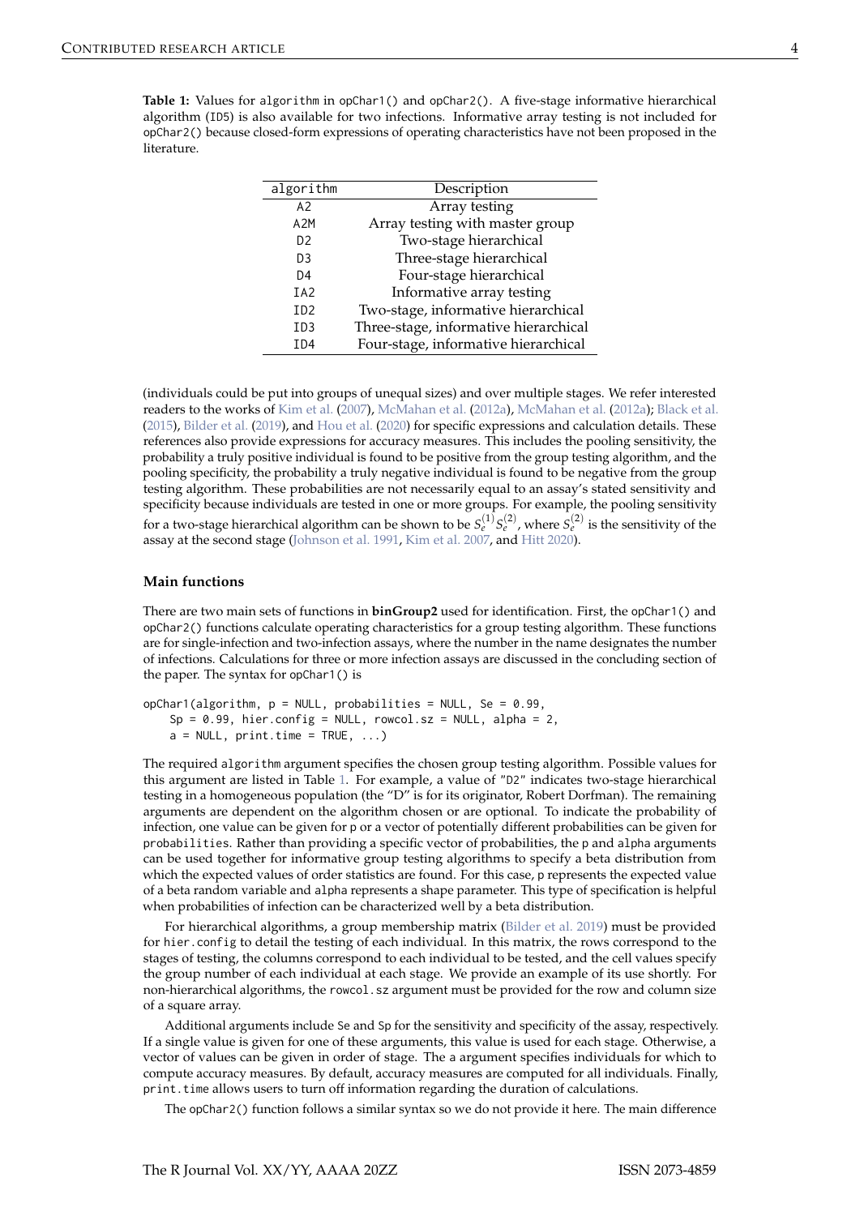**Table 1:** Values for `algorithm` in `opChar1()` and `opChar2()`. A five-stage informative hierarchical algorithm (ID5) is also available for two infections. Informative array testing is not included for `opChar2()` because closed-form expressions of operating characteristics have not been proposed in the literature.

| `algorithm` | Description |
|---|---|
| A2 | Array testing |
| A2M | Array testing with master group |
| D2 | Two-stage hierarchical |
| D3 | Three-stage hierarchical |
| D4 | Four-stage hierarchical |
| IA2 | Informative array testing |
| ID2 | Two-stage, informative hierarchical |
| ID3 | Three-stage, informative hierarchical |
| ID4 | Four-stage, informative hierarchical |

(individuals could be put into groups of unequal sizes) and over multiple stages. We refer interested readers to the works of Kim et al. (2007), McMahan et al. (2012a), McMahan et al. (2012a); Black et al. (2015), Bilder et al. (2019), and Hou et al. (2020) for specific expressions and calculation details. These references also provide expressions for accuracy measures. This includes the pooling sensitivity, the probability a truly positive individual is found to be positive from the group testing algorithm, and the pooling specificity, the probability a truly negative individual is found to be negative from the group testing algorithm. These probabilities are not necessarily equal to an assay's stated sensitivity and specificity because individuals are tested in one or more groups. For example, the pooling sensitivity for a two-stage hierarchical algorithm can be shown to be $S_e^{(1)} S_e^{(2)}$, where $S_e^{(2)}$ is the sensitivity of the assay at the second stage (Johnson et al. 1991, Kim et al. 2007, and Hitt 2020).

### Main functions

There are two main sets of functions in **binGroup2** used for identification. First, the `opChar1()` and `opChar2()` functions calculate operating characteristics for a group testing algorithm. These functions are for single-infection and two-infection assays, where the number in the name designates the number of infections. Calculations for three or more infection assays are discussed in the concluding section of the paper. The syntax for `opChar1()` is

```
opChar1(algorithm, p = NULL, probabilities = NULL, Se = 0.99,
    Sp = 0.99, hier.config = NULL, rowcol.sz = NULL, alpha = 2,
    a = NULL, print.time = TRUE, ...)
```

The required `algorithm` argument specifies the chosen group testing algorithm. Possible values for this argument are listed in Table 1. For example, a value of "D2" indicates two-stage hierarchical testing in a homogeneous population (the "D" is for its originator, Robert Dorfman). The remaining arguments are dependent on the algorithm chosen or are optional. To indicate the probability of infection, one value can be given for `p` or a vector of potentially different probabilities can be given for `probabilities`. Rather than providing a specific vector of probabilities, the `p` and `alpha` arguments can be used together for informative group testing algorithms to specify a beta distribution from which the expected values of order statistics are found. For this case, `p` represents the expected value of a beta random variable and `alpha` represents a shape parameter. This type of specification is helpful when probabilities of infection can be characterized well by a beta distribution.

For hierarchical algorithms, a group membership matrix (Bilder et al. 2019) must be provided for `hier.config` to detail the testing of each individual. In this matrix, the rows correspond to the stages of testing, the columns correspond to each individual to be tested, and the cell values specify the group number of each individual at each stage. We provide an example of its use shortly. For non-hierarchical algorithms, the `rowcol.sz` argument must be provided for the row and column size of a square array.

Additional arguments include `Se` and `Sp` for the sensitivity and specificity of the assay, respectively. If a single value is given for one of these arguments, this value is used for each stage. Otherwise, a vector of values can be given in order of stage. The `a` argument specifies individuals for which to compute accuracy measures. By default, accuracy measures are computed for all individuals. Finally, `print.time` allows users to turn off information regarding the duration of calculations.

The `opChar2()` function follows a similar syntax so we do not provide it here. The main difference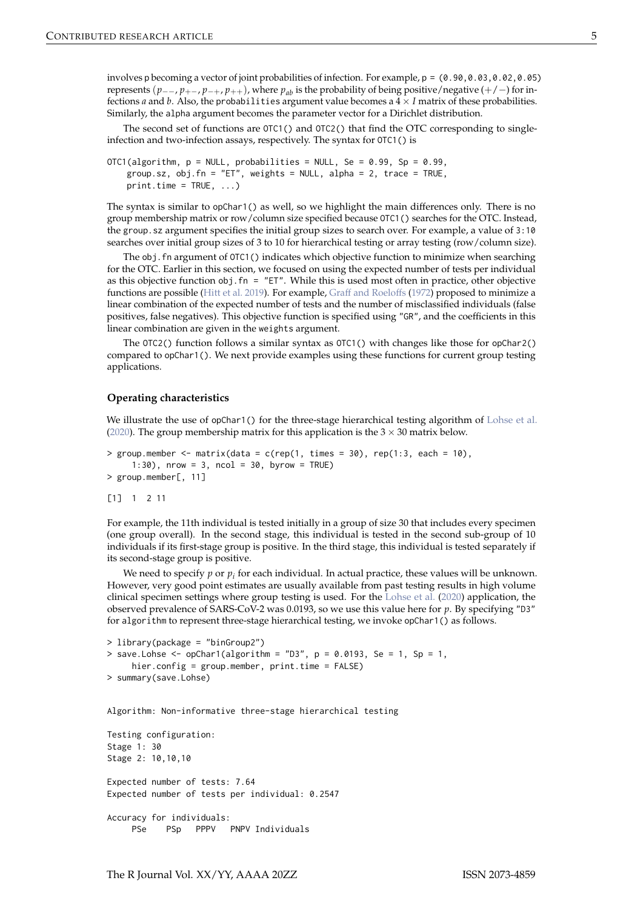involves `p` becoming a vector of joint probabilities of infection. For example, `p = (0.90,0.03,0.02,0.05)` represents $(p_{--}, p_{+-}, p_{-+}, p_{++})$, where $p_{ab}$ is the probability of being positive/negative $(+/-)$ for infections $a$ and $b$. Also, the `probabilities` argument value becomes a $4 \times I$ matrix of these probabilities. Similarly, the `alpha` argument becomes the parameter vector for a Dirichlet distribution.

The second set of functions are `OTC1()` and `OTC2()` that find the OTC corresponding to single-infection and two-infection assays, respectively. The syntax for `OTC1()` is

```
OTC1(algorithm, p = NULL, probabilities = NULL, Se = 0.99, Sp = 0.99,
    group.sz, obj.fn = "ET", weights = NULL, alpha = 2, trace = TRUE,
    print.time = TRUE, ...)
```

The syntax is similar to `opChar1()` as well, so we highlight the main differences only. There is no group membership matrix or row/column size specified because `OTC1()` searches for the OTC. Instead, the `group.sz` argument specifies the initial group sizes to search over. For example, a value of `3:10` searches over initial group sizes of 3 to 10 for hierarchical testing or array testing (row/column size).

The `obj.fn` argument of `OTC1()` indicates which objective function to minimize when searching for the OTC. Earlier in this section, we focused on using the expected number of tests per individual as this objective function `obj.fn = "ET"`. While this is used most often in practice, other objective functions are possible (Hitt et al. 2019). For example, Graff and Roeloffs (1972) proposed to minimize a linear combination of the expected number of tests and the number of misclassified individuals (false positives, false negatives). This objective function is specified using `"GR"`, and the coefficients in this linear combination are given in the `weights` argument.

The `OTC2()` function follows a similar syntax as `OTC1()` with changes like those for `opChar2()` compared to `opChar1()`. We next provide examples using these functions for current group testing applications.

### Operating characteristics

We illustrate the use of `opChar1()` for the three-stage hierarchical testing algorithm of Lohse et al. (2020). The group membership matrix for this application is the $3 \times 30$ matrix below.

```
> group.member <- matrix(data = c(rep(1, times = 30), rep(1:3, each = 10),
     1:30), nrow = 3, ncol = 30, byrow = TRUE)
> group.member[, 11]

[1]  1  2 11
```

For example, the 11th individual is tested initially in a group of size 30 that includes every specimen (one group overall). In the second stage, this individual is tested in the second sub-group of 10 individuals if its first-stage group is positive. In the third stage, this individual is tested separately if its second-stage group is positive.

We need to specify $p$ or $p_i$ for each individual. In actual practice, these values will be unknown. However, very good point estimates are usually available from past testing results in high volume clinical specimen settings where group testing is used. For the Lohse et al. (2020) application, the observed prevalence of SARS-CoV-2 was 0.0193, so we use this value here for $p$. By specifying `"D3"` for `algorithm` to represent three-stage hierarchical testing, we invoke `opChar1()` as follows.

```
> library(package = "binGroup2")
> save.Lohse <- opChar1(algorithm = "D3", p = 0.0193, Se = 1, Sp = 1,
     hier.config = group.member, print.time = FALSE)
> summary(save.Lohse)


Algorithm: Non-informative three-stage hierarchical testing

Testing configuration:
Stage 1: 30
Stage 2: 10,10,10

Expected number of tests: 7.64
Expected number of tests per individual: 0.2547

Accuracy for individuals:
     PSe    PSp   PPPV   PNPV Individuals
```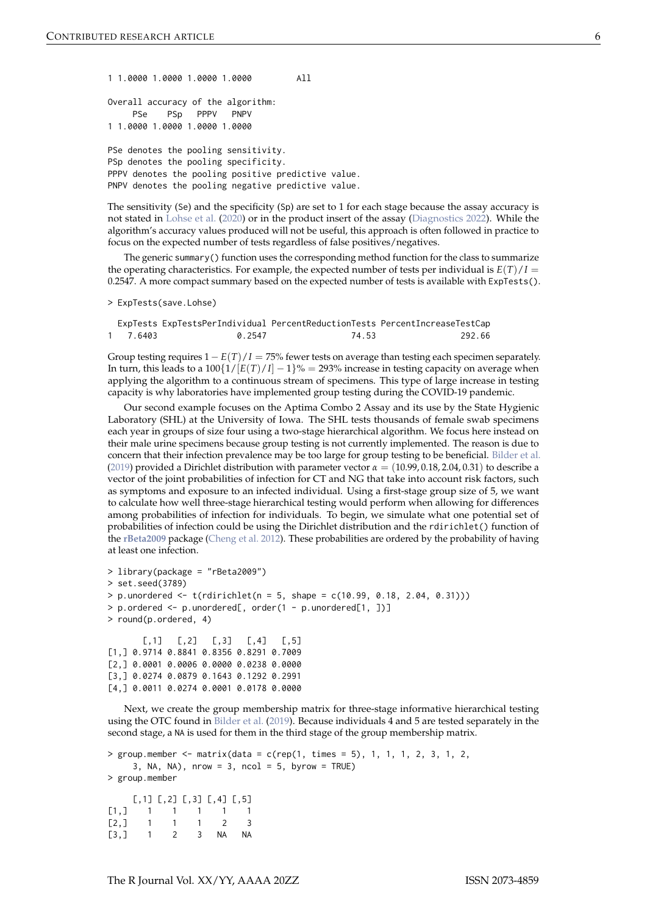```
1 1.0000 1.0000 1.0000 1.0000        All

Overall accuracy of the algorithm:
     PSe    PSp   PPPV   PNPV
1 1.0000 1.0000 1.0000 1.0000

PSe denotes the pooling sensitivity.
PSp denotes the pooling specificity.
PPPV denotes the pooling positive predictive value.
PNPV denotes the pooling negative predictive value.
```

The sensitivity (Se) and the specificity (Sp) are set to 1 for each stage because the assay accuracy is not stated in Lohse et al. (2020) or in the product insert of the assay (Diagnostics 2022). While the algorithm's accuracy values produced will not be useful, this approach is often followed in practice to focus on the expected number of tests regardless of false positives/negatives.

The generic `summary()` function uses the corresponding method function for the class to summarize the operating characteristics. For example, the expected number of tests per individual is $E(T)/I = 0.2547$. A more compact summary based on the expected number of tests is available with `ExpTests()`.

```
> ExpTests(save.Lohse)

  ExpTests ExpTestsPerIndividual PercentReductionTests PercentIncreaseTestCap
1   7.6403                0.2547                 74.53                 292.66
```

Group testing requires $1 - E(T)/I = 75\%$ fewer tests on average than testing each specimen separately. In turn, this leads to a $100\{1/[E(T)/I] - 1\}\% = 293\%$ increase in testing capacity on average when applying the algorithm to a continuous stream of specimens. This type of large increase in testing capacity is why laboratories have implemented group testing during the COVID-19 pandemic.

Our second example focuses on the Aptima Combo 2 Assay and its use by the State Hygienic Laboratory (SHL) at the University of Iowa. The SHL tests thousands of female swab specimens each year in groups of size four using a two-stage hierarchical algorithm. We focus here instead on their male urine specimens because group testing is not currently implemented. The reason is due to concern that their infection prevalence may be too large for group testing to be beneficial. Bilder et al. (2019) provided a Dirichlet distribution with parameter vector $\alpha = (10.99, 0.18, 2.04, 0.31)$ to describe a vector of the joint probabilities of infection for CT and NG that take into account risk factors, such as symptoms and exposure to an infected individual. Using a first-stage group size of 5, we want to calculate how well three-stage hierarchical testing would perform when allowing for differences among probabilities of infection for individuals. To begin, we simulate what one potential set of probabilities of infection could be using the Dirichlet distribution and the `rdirichlet()` function of the **rBeta2009** package (Cheng et al. 2012). These probabilities are ordered by the probability of having at least one infection.

```
> library(package = "rBeta2009")
> set.seed(3789)
> p.unordered <- t(rdirichlet(n = 5, shape = c(10.99, 0.18, 2.04, 0.31)))
> p.ordered <- p.unordered[, order(1 - p.unordered[1, ])]
> round(p.ordered, 4)

       [,1]   [,2]   [,3]   [,4]   [,5]
[1,] 0.9714 0.8841 0.8356 0.8291 0.7009
[2,] 0.0001 0.0006 0.0000 0.0238 0.0000
[3,] 0.0274 0.0879 0.1643 0.1292 0.2991
[4,] 0.0011 0.0274 0.0001 0.0178 0.0000
```

Next, we create the group membership matrix for three-stage informative hierarchical testing using the OTC found in Bilder et al. (2019). Because individuals 4 and 5 are tested separately in the second stage, a NA is used for them in the third stage of the group membership matrix.

```
> group.member <- matrix(data = c(rep(1, times = 5), 1, 1, 1, 2, 3, 1, 2,
    3, NA, NA), nrow = 3, ncol = 5, byrow = TRUE)
> group.member

     [,1] [,2] [,3] [,4] [,5]
[1,]    1    1    1    1    1
[2,]    1    1    1    2    3
[3,]    1    2    3   NA   NA
```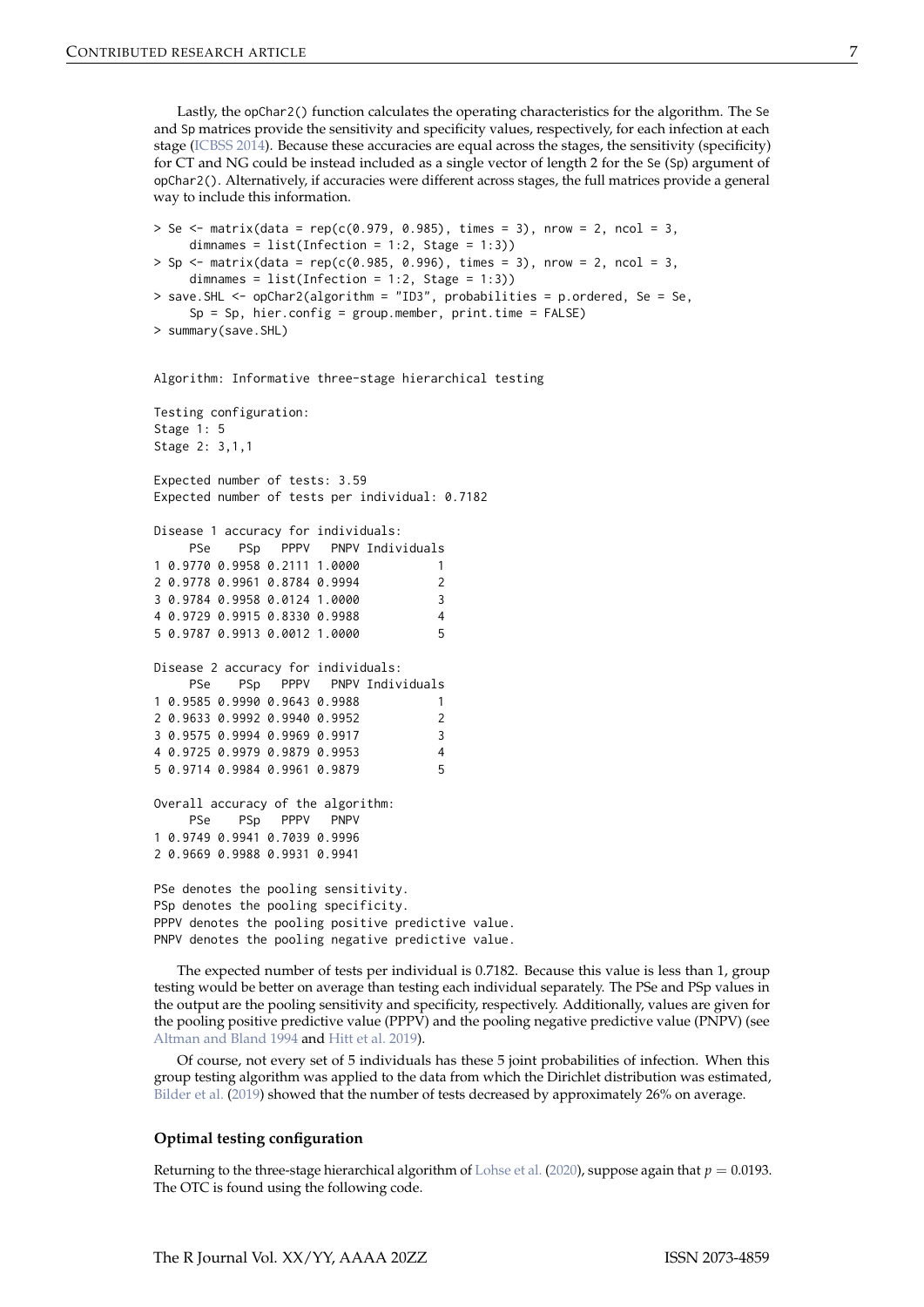Lastly, the `opChar2()` function calculates the operating characteristics for the algorithm. The `Se` and `Sp` matrices provide the sensitivity and specificity values, respectively, for each infection at each stage (ICBSS 2014). Because these accuracies are equal across the stages, the sensitivity (specificity) for CT and NG could be instead included as a single vector of length 2 for the `Se` (`Sp`) argument of `opChar2()`. Alternatively, if accuracies were different across stages, the full matrices provide a general way to include this information.

```
> Se <- matrix(data = rep(c(0.979, 0.985), times = 3), nrow = 2, ncol = 3,
     dimnames = list(Infection = 1:2, Stage = 1:3))
> Sp <- matrix(data = rep(c(0.985, 0.996), times = 3), nrow = 2, ncol = 3,
     dimnames = list(Infection = 1:2, Stage = 1:3))
> save.SHL <- opChar2(algorithm = "ID3", probabilities = p.ordered, Se = Se,
     Sp = Sp, hier.config = group.member, print.time = FALSE)
> summary(save.SHL)


Algorithm: Informative three-stage hierarchical testing

Testing configuration:
Stage 1: 5
Stage 2: 3,1,1

Expected number of tests: 3.59
Expected number of tests per individual: 0.7182

Disease 1 accuracy for individuals:
     PSe    PSp   PPPV   PNPV Individuals
1 0.9770 0.9958 0.2111 1.0000           1
2 0.9778 0.9961 0.8784 0.9994           2
3 0.9784 0.9958 0.0124 1.0000           3
4 0.9729 0.9915 0.8330 0.9988           4
5 0.9787 0.9913 0.0012 1.0000           5

Disease 2 accuracy for individuals:
     PSe    PSp   PPPV   PNPV Individuals
1 0.9585 0.9990 0.9643 0.9988           1
2 0.9633 0.9992 0.9940 0.9952           2
3 0.9575 0.9994 0.9969 0.9917           3
4 0.9725 0.9979 0.9879 0.9953           4
5 0.9714 0.9984 0.9961 0.9879           5

Overall accuracy of the algorithm:
     PSe    PSp   PPPV   PNPV
1 0.9749 0.9941 0.7039 0.9996
2 0.9669 0.9988 0.9931 0.9941

PSe denotes the pooling sensitivity.
PSp denotes the pooling specificity.
PPPV denotes the pooling positive predictive value.
PNPV denotes the pooling negative predictive value.
```

The expected number of tests per individual is 0.7182. Because this value is less than 1, group testing would be better on average than testing each individual separately. The PSe and PSp values in the output are the pooling sensitivity and specificity, respectively. Additionally, values are given for the pooling positive predictive value (PPPV) and the pooling negative predictive value (PNPV) (see Altman and Bland 1994 and Hitt et al. 2019).

Of course, not every set of 5 individuals has these 5 joint probabilities of infection. When this group testing algorithm was applied to the data from which the Dirichlet distribution was estimated, Bilder et al. (2019) showed that the number of tests decreased by approximately 26% on average.

### Optimal testing configuration

Returning to the three-stage hierarchical algorithm of Lohse et al. (2020), suppose again that $p = 0.0193$. The OTC is found using the following code.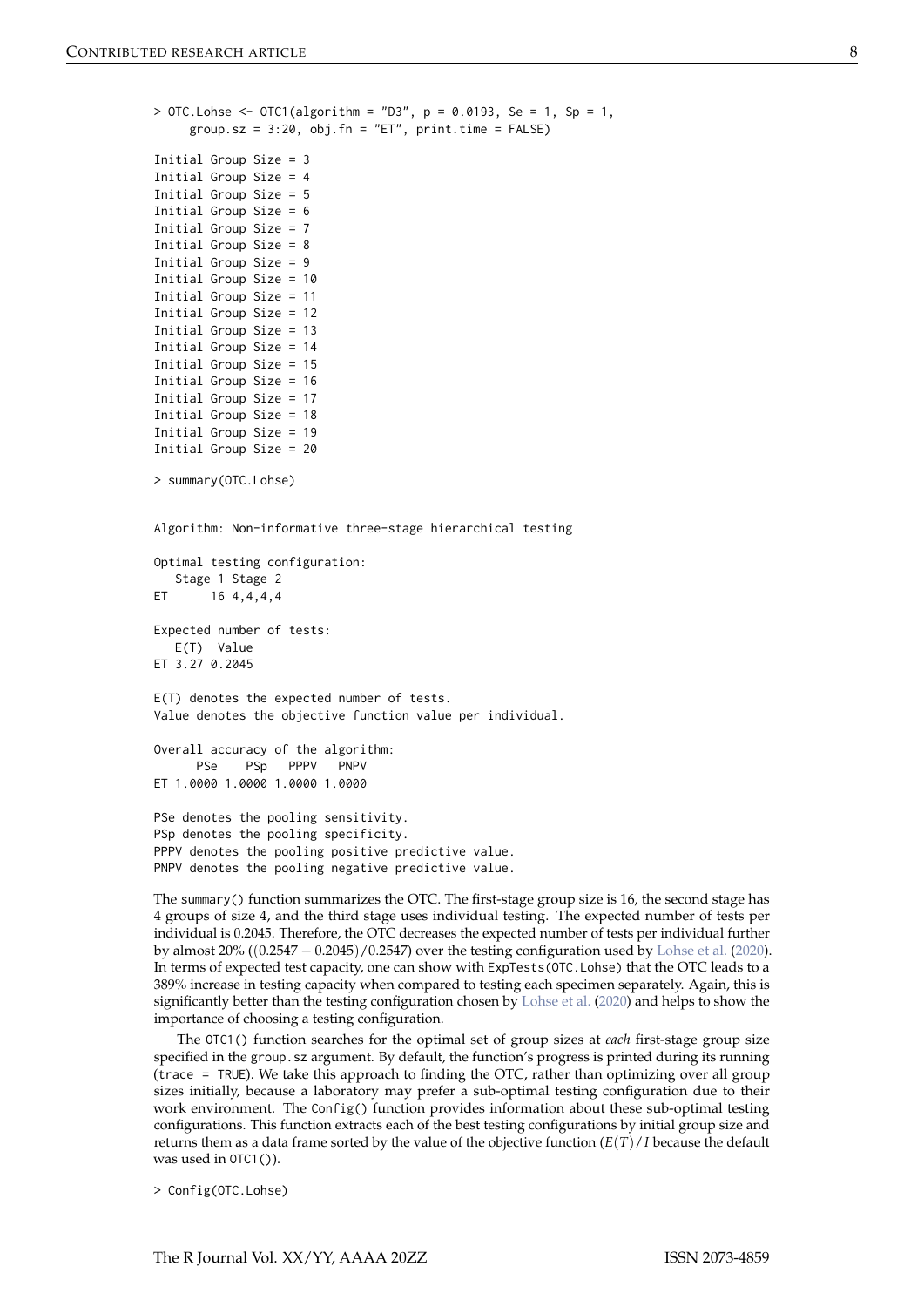```
> OTC.Lohse <- OTC1(algorithm = "D3", p = 0.0193, Se = 1, Sp = 1,
     group.sz = 3:20, obj.fn = "ET", print.time = FALSE)

Initial Group Size = 3
Initial Group Size = 4
Initial Group Size = 5
Initial Group Size = 6
Initial Group Size = 7
Initial Group Size = 8
Initial Group Size = 9
Initial Group Size = 10
Initial Group Size = 11
Initial Group Size = 12
Initial Group Size = 13
Initial Group Size = 14
Initial Group Size = 15
Initial Group Size = 16
Initial Group Size = 17
Initial Group Size = 18
Initial Group Size = 19
Initial Group Size = 20

> summary(OTC.Lohse)


Algorithm: Non-informative three-stage hierarchical testing

Optimal testing configuration:
   Stage 1 Stage 2
ET      16 4,4,4,4

Expected number of tests:
   E(T)  Value
ET 3.27 0.2045

E(T) denotes the expected number of tests.
Value denotes the objective function value per individual.

Overall accuracy of the algorithm:
      PSe    PSp   PPPV   PNPV
ET 1.0000 1.0000 1.0000 1.0000

PSe denotes the pooling sensitivity.
PSp denotes the pooling specificity.
PPPV denotes the pooling positive predictive value.
PNPV denotes the pooling negative predictive value.
```

The summary() function summarizes the OTC. The first-stage group size is 16, the second stage has 4 groups of size 4, and the third stage uses individual testing. The expected number of tests per individual is 0.2045. Therefore, the OTC decreases the expected number of tests per individual further by almost 20% ($(0.2547 - 0.2045)/0.2547$) over the testing configuration used by Lohse et al. (2020). In terms of expected test capacity, one can show with ExpTests(OTC.Lohse) that the OTC leads to a 389% increase in testing capacity when compared to testing each specimen separately. Again, this is significantly better than the testing configuration chosen by Lohse et al. (2020) and helps to show the importance of choosing a testing configuration.

The OTC1() function searches for the optimal set of group sizes at *each* first-stage group size specified in the group.sz argument. By default, the function's progress is printed during its running (trace = TRUE). We take this approach to finding the OTC, rather than optimizing over all group sizes initially, because a laboratory may prefer a sub-optimal testing configuration due to their work environment. The Config() function provides information about these sub-optimal testing configurations. This function extracts each of the best testing configurations by initial group size and returns them as a data frame sorted by the value of the objective function ($E(T)/I$ because the default was used in OTC1()).

```
> Config(OTC.Lohse)
```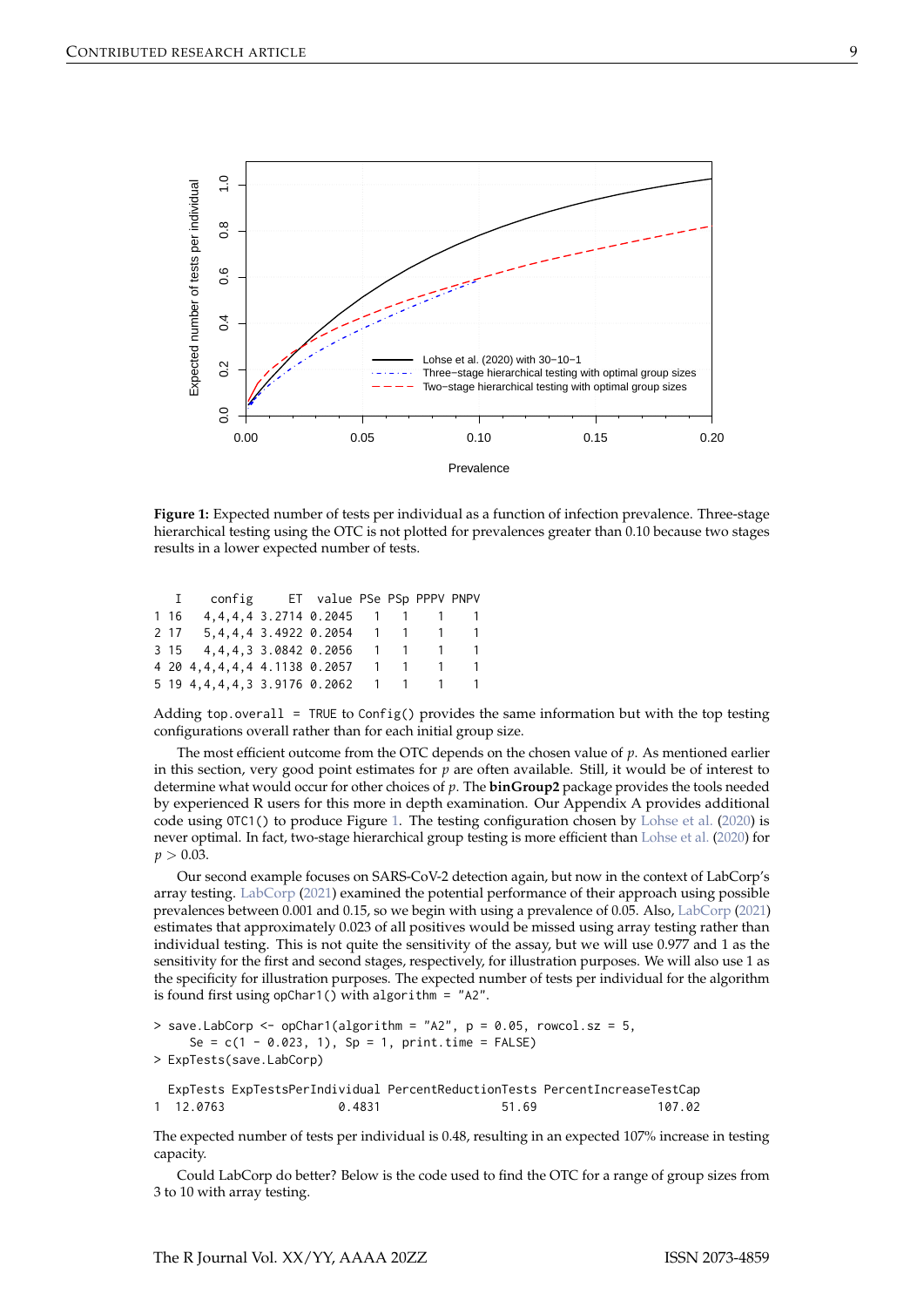Figure 1: Expected number of tests per individual as a function of infection prevalence. Three-stage hierarchical testing using the OTC is not plotted for prevalences greater than 0.10 because two stages results in a lower expected number of tests.

```
   I     config     ET  value PSe PSp PPPV PNPV
1 16    4,4,4,4 3.2714 0.2045   1   1    1    1
2 17    5,4,4,4 3.4922 0.2054   1   1    1    1
3 15    4,4,4,3 3.0842 0.2056   1   1    1    1
4 20 4,4,4,4,4 4.1138 0.2057   1   1    1    1
5 19 4,4,4,4,3 3.9176 0.2062   1   1    1    1
```

Adding `top.overall = TRUE` to `Config()` provides the same information but with the top testing configurations overall rather than for each initial group size.

The most efficient outcome from the OTC depends on the chosen value of $p$. As mentioned earlier in this section, very good point estimates for $p$ are often available. Still, it would be of interest to determine what would occur for other choices of $p$. The **binGroup2** package provides the tools needed by experienced R users for this more in depth examination. Our Appendix A provides additional code using `OTC1()` to produce Figure 1. The testing configuration chosen by Lohse et al. (2020) is never optimal. In fact, two-stage hierarchical group testing is more efficient than Lohse et al. (2020) for $p > 0.03$.

Our second example focuses on SARS-CoV-2 detection again, but now in the context of LabCorp's array testing. LabCorp (2021) examined the potential performance of their approach using possible prevalences between 0.001 and 0.15, so we begin with using a prevalence of 0.05. Also, LabCorp (2021) estimates that approximately 0.023 of all positives would be missed using array testing rather than individual testing. This is not quite the sensitivity of the assay, but we will use 0.977 and 1 as the sensitivity for the first and second stages, respectively, for illustration purposes. We will also use 1 as the specificity for illustration purposes. The expected number of tests per individual for the algorithm is found first using `opChar1()` with `algorithm = "A2"`.

```
> save.LabCorp <- opChar1(algorithm = "A2", p = 0.05, rowcol.sz = 5,
     Se = c(1 - 0.023, 1), Sp = 1, print.time = FALSE)
> ExpTests(save.LabCorp)
```

```
  ExpTests ExpTestsPerIndividual PercentReductionTests PercentIncreaseTestCap
1  12.0763                0.4831                 51.69                 107.02
```

The expected number of tests per individual is 0.48, resulting in an expected 107% increase in testing capacity.

Could LabCorp do better? Below is the code used to find the OTC for a range of group sizes from 3 to 10 with array testing.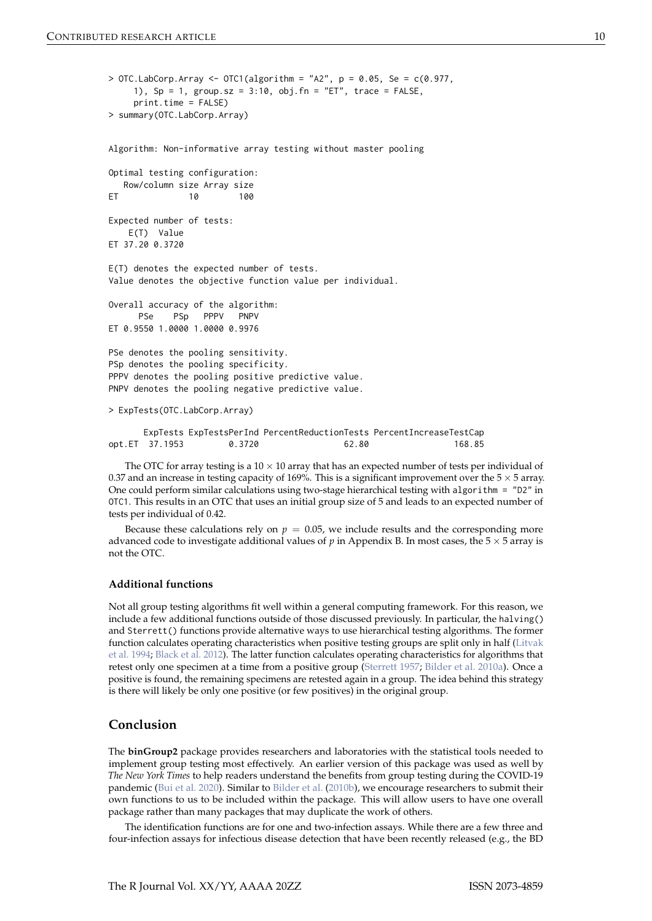```
> OTC.LabCorp.Array <- OTC1(algorithm = "A2", p = 0.05, Se = c(0.977,
     1), Sp = 1, group.sz = 3:10, obj.fn = "ET", trace = FALSE,
     print.time = FALSE)
> summary(OTC.LabCorp.Array)

Algorithm: Non-informative array testing without master pooling

Optimal testing configuration:
   Row/column size Array size
ET              10        100

Expected number of tests:
    E(T)  Value
ET 37.20 0.3720

E(T) denotes the expected number of tests.
Value denotes the objective function value per individual.

Overall accuracy of the algorithm:
      PSe    PSp   PPPV   PNPV
ET 0.9550 1.0000 1.0000 0.9976

PSe denotes the pooling sensitivity.
PSp denotes the pooling specificity.
PPPV denotes the pooling positive predictive value.
PNPV denotes the pooling negative predictive value.

> ExpTests(OTC.LabCorp.Array)

       ExpTests ExpTestsPerInd PercentReductionTests PercentIncreaseTestCap
opt.ET  37.1953         0.3720                 62.80                 168.85
```

The OTC for array testing is a $10 \times 10$ array that has an expected number of tests per individual of 0.37 and an increase in testing capacity of 169%. This is a significant improvement over the $5 \times 5$ array. One could perform similar calculations using two-stage hierarchical testing with `algorithm = "D2"` in `OTC1`. This results in an OTC that uses an initial group size of 5 and leads to an expected number of tests per individual of 0.42.

Because these calculations rely on $p = 0.05$, we include results and the corresponding more advanced code to investigate additional values of $p$ in Appendix B. In most cases, the $5 \times 5$ array is not the OTC.

### Additional functions

Not all group testing algorithms fit well within a general computing framework. For this reason, we include a few additional functions outside of those discussed previously. In particular, the `halving()` and `Sterrett()` functions provide alternative ways to use hierarchical testing algorithms. The former function calculates operating characteristics when positive testing groups are split only in half (Litvak et al. 1994; Black et al. 2012). The latter function calculates operating characteristics for algorithms that retest only one specimen at a time from a positive group (Sterrett 1957; Bilder et al. 2010a). Once a positive is found, the remaining specimens are retested again in a group. The idea behind this strategy is there will likely be only one positive (or few positives) in the original group.

## Conclusion

The **binGroup2** package provides researchers and laboratories with the statistical tools needed to implement group testing most effectively. An earlier version of this package was used as well by *The New York Times* to help readers understand the benefits from group testing during the COVID-19 pandemic (Bui et al. 2020). Similar to Bilder et al. (2010b), we encourage researchers to submit their own functions to us to be included within the package. This will allow users to have one overall package rather than many packages that may duplicate the work of others.

The identification functions are for one and two-infection assays. While there are a few three and four-infection assays for infectious disease detection that have been recently released (e.g., the BD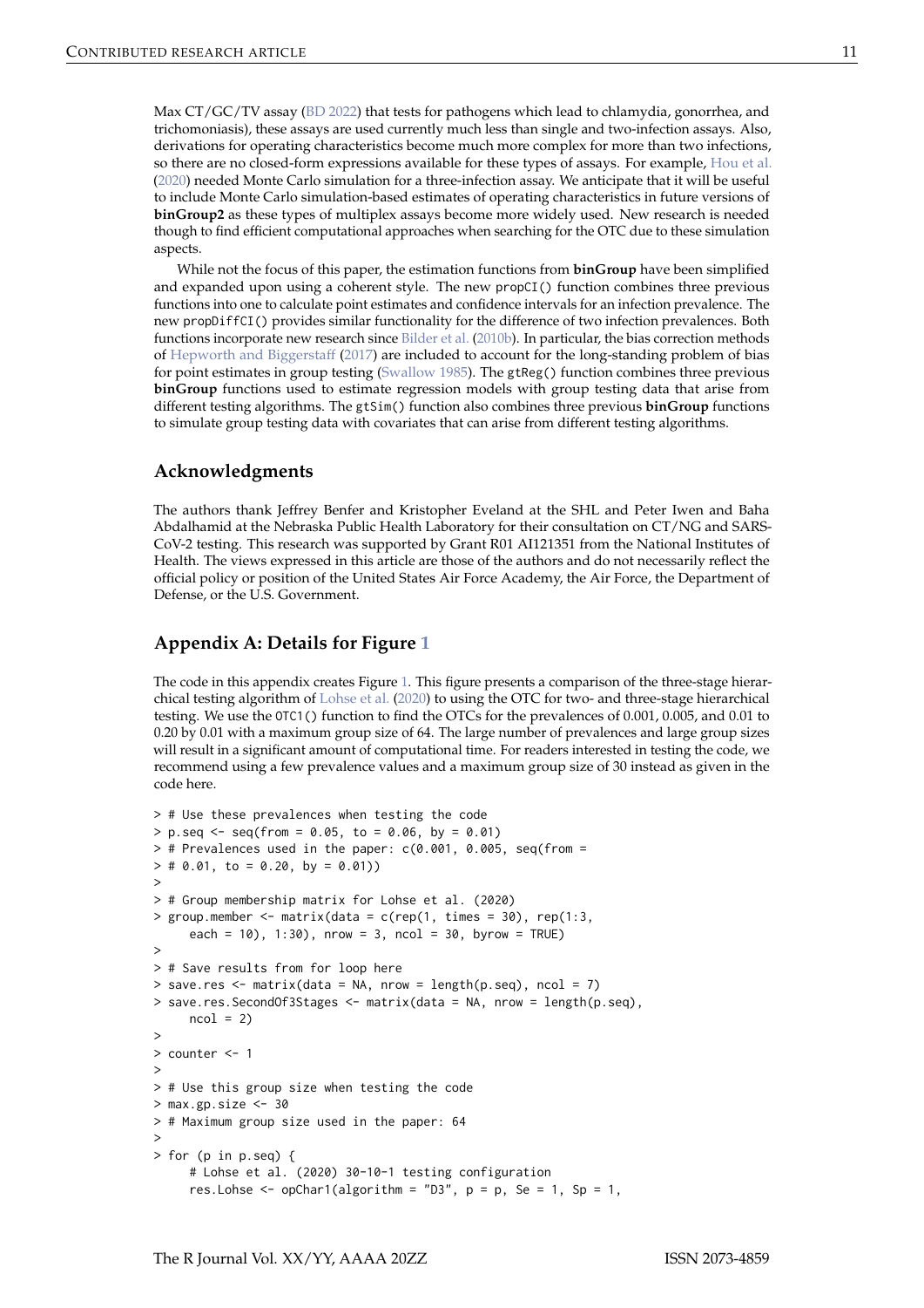Max CT/GC/TV assay (BD 2022) that tests for pathogens which lead to chlamydia, gonorrhea, and trichomoniasis), these assays are used currently much less than single and two-infection assays. Also, derivations for operating characteristics become much more complex for more than two infections, so there are no closed-form expressions available for these types of assays. For example, Hou et al. (2020) needed Monte Carlo simulation for a three-infection assay. We anticipate that it will be useful to include Monte Carlo simulation-based estimates of operating characteristics in future versions of **binGroup2** as these types of multiplex assays become more widely used. New research is needed though to find efficient computational approaches when searching for the OTC due to these simulation aspects.

While not the focus of this paper, the estimation functions from **binGroup** have been simplified and expanded upon using a coherent style. The new `propCI()` function combines three previous functions into one to calculate point estimates and confidence intervals for an infection prevalence. The new `propDiffCI()` provides similar functionality for the difference of two infection prevalences. Both functions incorporate new research since Bilder et al. (2010b). In particular, the bias correction methods of Hepworth and Biggerstaff (2017) are included to account for the long-standing problem of bias for point estimates in group testing (Swallow 1985). The `gtReg()` function combines three previous **binGroup** functions used to estimate regression models with group testing data that arise from different testing algorithms. The `gtSim()` function also combines three previous **binGroup** functions to simulate group testing data with covariates that can arise from different testing algorithms.

## Acknowledgments

The authors thank Jeffrey Benfer and Kristopher Eveland at the SHL and Peter Iwen and Baha Abdalhamid at the Nebraska Public Health Laboratory for their consultation on CT/NG and SARS-CoV-2 testing. This research was supported by Grant R01 AI121351 from the National Institutes of Health. The views expressed in this article are those of the authors and do not necessarily reflect the official policy or position of the United States Air Force Academy, the Air Force, the Department of Defense, or the U.S. Government.

## Appendix A: Details for Figure 1

The code in this appendix creates Figure 1. This figure presents a comparison of the three-stage hierarchical testing algorithm of Lohse et al. (2020) to using the OTC for two- and three-stage hierarchical testing. We use the `OTC1()` function to find the OTCs for the prevalences of 0.001, 0.005, and 0.01 to 0.20 by 0.01 with a maximum group size of 64. The large number of prevalences and large group sizes will result in a significant amount of computational time. For readers interested in testing the code, we recommend using a few prevalence values and a maximum group size of 30 instead as given in the code here.

```
> # Use these prevalences when testing the code
> p.seq <- seq(from = 0.05, to = 0.06, by = 0.01)
> # Prevalences used in the paper: c(0.001, 0.005, seq(from =
> # 0.01, to = 0.20, by = 0.01))
>
> # Group membership matrix for Lohse et al. (2020)
> group.member <- matrix(data = c(rep(1, times = 30), rep(1:3,
    each = 10), 1:30), nrow = 3, ncol = 30, byrow = TRUE)
>
> # Save results from for loop here
> save.res <- matrix(data = NA, nrow = length(p.seq), ncol = 7)
> save.res.SecondOf3Stages <- matrix(data = NA, nrow = length(p.seq),
    ncol = 2)
>
> counter <- 1
>
> # Use this group size when testing the code
> max.gp.size <- 30
> # Maximum group size used in the paper: 64
>
> for (p in p.seq) {
    # Lohse et al. (2020) 30-10-1 testing configuration
    res.Lohse <- opChar1(algorithm = "D3", p = p, Se = 1, Sp = 1,
```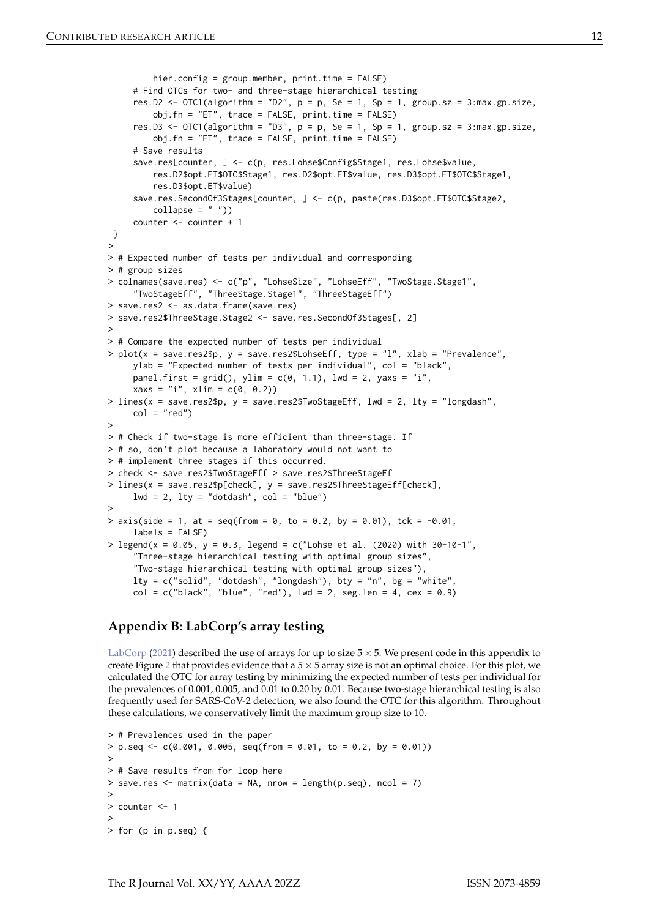```
        hier.config = group.member, print.time = FALSE)
    # Find OTCs for two- and three-stage hierarchical testing
    res.D2 <- OTC1(algorithm = "D2", p = p, Se = 1, Sp = 1, group.sz = 3:max.gp.size,
        obj.fn = "ET", trace = FALSE, print.time = FALSE)
    res.D3 <- OTC1(algorithm = "D3", p = p, Se = 1, Sp = 1, group.sz = 3:max.gp.size,
        obj.fn = "ET", trace = FALSE, print.time = FALSE)
    # Save results
    save.res[counter, ] <- c(p, res.Lohse$Config$Stage1, res.Lohse$value,
        res.D2$opt.ET$OTC$Stage1, res.D2$opt.ET$value, res.D3$opt.ET$OTC$Stage1,
        res.D3$opt.ET$value)
    save.res.SecondOf3Stages[counter, ] <- c(p, paste(res.D3$opt.ET$OTC$Stage2,
        collapse = " "))
    counter <- counter + 1
}
>
> # Expected number of tests per individual and corresponding
> # group sizes
> colnames(save.res) <- c("p", "LohseSize", "LohseEff", "TwoStage.Stage1",
    "TwoStageEff", "ThreeStage.Stage1", "ThreeStageEff")
> save.res2 <- as.data.frame(save.res)
> save.res2$ThreeStage.Stage2 <- save.res.SecondOf3Stages[, 2]
>
> # Compare the expected number of tests per individual
> plot(x = save.res2$p, y = save.res2$LohseEff, type = "l", xlab = "Prevalence",
    ylab = "Expected number of tests per individual", col = "black",
    panel.first = grid(), ylim = c(0, 1.1), lwd = 2, yaxs = "i",
    xaxs = "i", xlim = c(0, 0.2))
> lines(x = save.res2$p, y = save.res2$TwoStageEff, lwd = 2, lty = "longdash",
    col = "red")
>
> # Check if two-stage is more efficient than three-stage. If
> # so, don't plot because a laboratory would not want to
> # implement three stages if this occurred.
> check <- save.res2$TwoStageEff > save.res2$ThreeStageEf
> lines(x = save.res2$p[check], y = save.res2$ThreeStageEff[check],
    lwd = 2, lty = "dotdash", col = "blue")
>
> axis(side = 1, at = seq(from = 0, to = 0.2, by = 0.01), tck = -0.01,
    labels = FALSE)
> legend(x = 0.05, y = 0.3, legend = c("Lohse et al. (2020) with 30-10-1",
    "Three-stage hierarchical testing with optimal group sizes",
    "Two-stage hierarchical testing with optimal group sizes"),
    lty = c("solid", "dotdash", "longdash"), bty = "n", bg = "white",
    col = c("black", "blue", "red"), lwd = 2, seg.len = 4, cex = 0.9)
```

## Appendix B: LabCorp's array testing

LabCorp (2021) described the use of arrays for up to size $5 \times 5$. We present code in this appendix to create Figure 2 that provides evidence that a $5 \times 5$ array size is not an optimal choice. For this plot, we calculated the OTC for array testing by minimizing the expected number of tests per individual for the prevalences of 0.001, 0.005, and 0.01 to 0.20 by 0.01. Because two-stage hierarchical testing is also frequently used for SARS-CoV-2 detection, we also found the OTC for this algorithm. Throughout these calculations, we conservatively limit the maximum group size to 10.

```
> # Prevalences used in the paper
> p.seq <- c(0.001, 0.005, seq(from = 0.01, to = 0.2, by = 0.01))
>
> # Save results from for loop here
> save.res <- matrix(data = NA, nrow = length(p.seq), ncol = 7)
>
> counter <- 1
>
> for (p in p.seq) {
```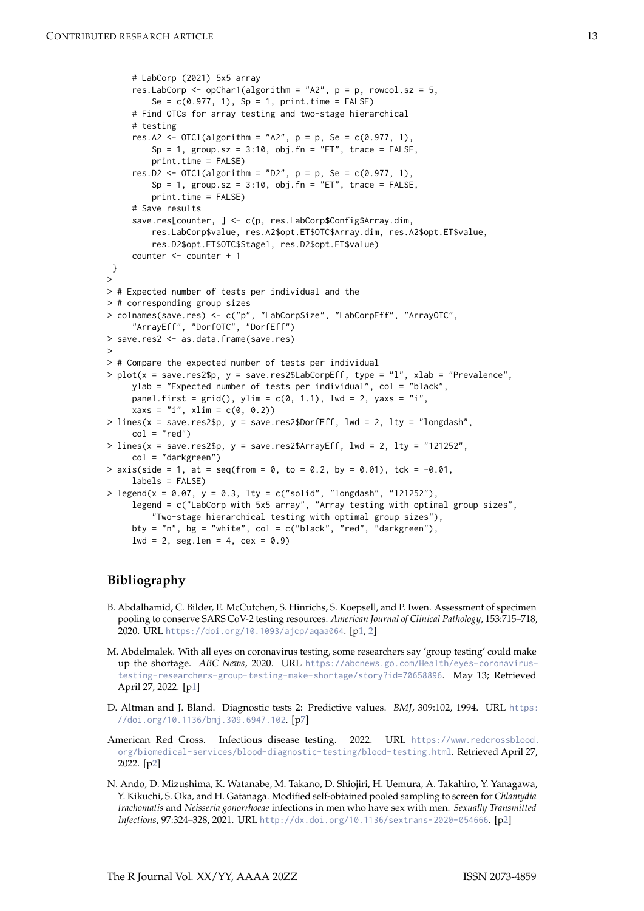```
    # LabCorp (2021) 5x5 array
    res.LabCorp <- opChar1(algorithm = "A2", p = p, rowcol.sz = 5,
        Se = c(0.977, 1), Sp = 1, print.time = FALSE)
    # Find OTCs for array testing and two-stage hierarchical
    # testing
    res.A2 <- OTC1(algorithm = "A2", p = p, Se = c(0.977, 1),
        Sp = 1, group.sz = 3:10, obj.fn = "ET", trace = FALSE,
        print.time = FALSE)
    res.D2 <- OTC1(algorithm = "D2", p = p, Se = c(0.977, 1),
        Sp = 1, group.sz = 3:10, obj.fn = "ET", trace = FALSE,
        print.time = FALSE)
    # Save results
    save.res[counter, ] <- c(p, res.LabCorp$Config$Array.dim,
        res.LabCorp$value, res.A2$opt.ET$OTC$Array.dim, res.A2$opt.ET$value,
        res.D2$opt.ET$OTC$Stage1, res.D2$opt.ET$value)
    counter <- counter + 1
}
>
> # Expected number of tests per individual and the
> # corresponding group sizes
> colnames(save.res) <- c("p", "LabCorpSize", "LabCorpEff", "ArrayOTC",
    "ArrayEff", "DorfOTC", "DorfEff")
> save.res2 <- as.data.frame(save.res)
>
> # Compare the expected number of tests per individual
> plot(x = save.res2$p, y = save.res2$LabCorpEff, type = "l", xlab = "Prevalence",
    ylab = "Expected number of tests per individual", col = "black",
    panel.first = grid(), ylim = c(0, 1.1), lwd = 2, yaxs = "i",
    xaxs = "i", xlim = c(0, 0.2))
> lines(x = save.res2$p, y = save.res2$DorfEff, lwd = 2, lty = "longdash",
    col = "red")
> lines(x = save.res2$p, y = save.res2$ArrayEff, lwd = 2, lty = "121252",
    col = "darkgreen")
> axis(side = 1, at = seq(from = 0, to = 0.2, by = 0.01), tck = -0.01,
    labels = FALSE)
> legend(x = 0.07, y = 0.3, lty = c("solid", "longdash", "121252"),
    legend = c("LabCorp with 5x5 array", "Array testing with optimal group sizes",
        "Two-stage hierarchical testing with optimal group sizes"),
    bty = "n", bg = "white", col = c("black", "red", "darkgreen"),
    lwd = 2, seg.len = 4, cex = 0.9)
```

## Bibliography

B. Abdalhamid, C. Bilder, E. McCutchen, S. Hinrichs, S. Koepsell, and P. Iwen. Assessment of specimen pooling to conserve SARS CoV-2 testing resources. *American Journal of Clinical Pathology*, 153:715–718, 2020. URL https://doi.org/10.1093/ajcp/aqaa064. [p1, 2]

M. Abdelmalek. With all eyes on coronavirus testing, some researchers say 'group testing' could make up the shortage. *ABC News*, 2020. URL https://abcnews.go.com/Health/eyes-coronavirus-testing-researchers-group-testing-make-shortage/story?id=70658896. May 13; Retrieved April 27, 2022. [p1]

D. Altman and J. Bland. Diagnostic tests 2: Predictive values. *BMJ*, 309:102, 1994. URL https://doi.org/10.1136/bmj.309.6947.102. [p7]

American Red Cross. Infectious disease testing. 2022. URL https://www.redcrossblood.org/biomedical-services/blood-diagnostic-testing/blood-testing.html. Retrieved April 27, 2022. [p2]

N. Ando, D. Mizushima, K. Watanabe, M. Takano, D. Shiojiri, H. Uemura, A. Takahiro, Y. Yanagawa, Y. Kikuchi, S. Oka, and H. Gatanaga. Modified self-obtained pooled sampling to screen for *Chlamydia trachomatis* and *Neisseria gonorrhoeae* infections in men who have sex with men. *Sexually Transmitted Infections*, 97:324–328, 2021. URL http://dx.doi.org/10.1136/sextrans-2020-054666. [p2]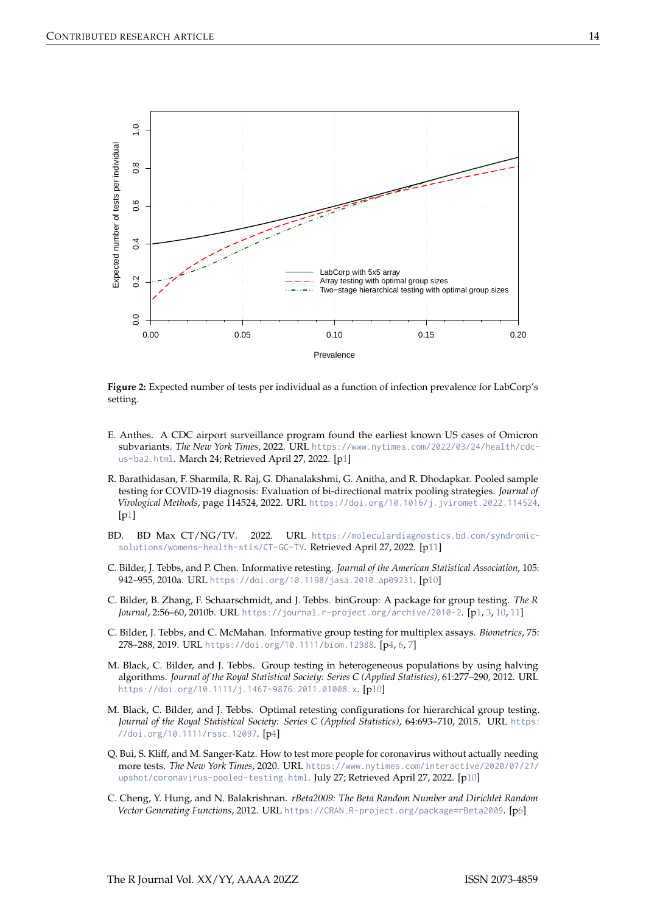**Figure 2:** Expected number of tests per individual as a function of infection prevalence for LabCorp's setting.

E. Anthes. A CDC airport surveillance program found the earliest known US cases of Omicron subvariants. *The New York Times*, 2022. URL https://www.nytimes.com/2022/03/24/health/cdc-us-ba2.html. March 24; Retrieved April 27, 2022. [p1]

R. Barathidasan, F. Sharmila, R. Raj, G. Dhanalakshmi, G. Anitha, and R. Dhodapkar. Pooled sample testing for COVID-19 diagnosis: Evaluation of bi-directional matrix pooling strategies. *Journal of Virological Methods*, page 114524, 2022. URL https://doi.org/10.1016/j.jviromet.2022.114524. [p1]

BD. BD Max CT/NG/TV. 2022. URL https://moleculardiagnostics.bd.com/syndromic-solutions/womens-health-stis/CT-GC-TV. Retrieved April 27, 2022. [p11]

C. Bilder, J. Tebbs, and P. Chen. Informative retesting. *Journal of the American Statistical Association*, 105: 942–955, 2010a. URL https://doi.org/10.1198/jasa.2010.ap09231. [p10]

C. Bilder, B. Zhang, F. Schaarschmidt, and J. Tebbs. binGroup: A package for group testing. *The R Journal*, 2:56–60, 2010b. URL https://journal.r-project.org/archive/2010-2. [p1, 3, 10, 11]

C. Bilder, J. Tebbs, and C. McMahan. Informative group testing for multiplex assays. *Biometrics*, 75: 278–288, 2019. URL https://doi.org/10.1111/biom.12988. [p4, 6, 7]

M. Black, C. Bilder, and J. Tebbs. Group testing in heterogeneous populations by using halving algorithms. *Journal of the Royal Statistical Society: Series C (Applied Statistics)*, 61:277–290, 2012. URL https://doi.org/10.1111/j.1467-9876.2011.01008.x. [p10]

M. Black, C. Bilder, and J. Tebbs. Optimal retesting configurations for hierarchical group testing. *Journal of the Royal Statistical Society: Series C (Applied Statistics)*, 64:693–710, 2015. URL https://doi.org/10.1111/rssc.12097. [p4]

Q. Bui, S. Kliff, and M. Sanger-Katz. How to test more people for coronavirus without actually needing more tests. *The New York Times*, 2020. URL https://www.nytimes.com/interactive/2020/07/27/upshot/coronavirus-pooled-testing.html. July 27; Retrieved April 27, 2022. [p10]

C. Cheng, Y. Hung, and N. Balakrishnan. *rBeta2009: The Beta Random Number and Dirichlet Random Vector Generating Functions*, 2012. URL https://CRAN.R-project.org/package=rBeta2009. [p6]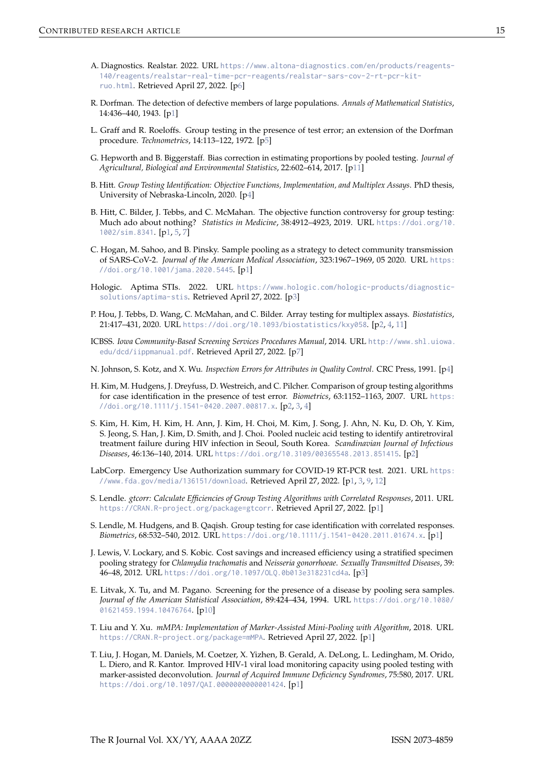A. Diagnostics. Realstar. 2022. URL https://www.altona-diagnostics.com/en/products/reagents-140/reagents/realstar-real-time-pcr-reagents/realstar-sars-cov-2-rt-pcr-kit-ruo.html. Retrieved April 27, 2022. [p6]

R. Dorfman. The detection of defective members of large populations. *Annals of Mathematical Statistics*, 14:436–440, 1943. [p1]

L. Graff and R. Roeloffs. Group testing in the presence of test error; an extension of the Dorfman procedure. *Technometrics*, 14:113–122, 1972. [p5]

G. Hepworth and B. Biggerstaff. Bias correction in estimating proportions by pooled testing. *Journal of Agricultural, Biological and Environmental Statistics*, 22:602–614, 2017. [p11]

B. Hitt. *Group Testing Identification: Objective Functions, Implementation, and Multiplex Assays*. PhD thesis, University of Nebraska-Lincoln, 2020. [p4]

B. Hitt, C. Bilder, J. Tebbs, and C. McMahan. The objective function controversy for group testing: Much ado about nothing? *Statistics in Medicine*, 38:4912–4923, 2019. URL https://doi.org/10.1002/sim.8341. [p1, 5, 7]

C. Hogan, M. Sahoo, and B. Pinsky. Sample pooling as a strategy to detect community transmission of SARS-CoV-2. *Journal of the American Medical Association*, 323:1967–1969, 05 2020. URL https://doi.org/10.1001/jama.2020.5445. [p1]

Hologic. Aptima STIs. 2022. URL https://www.hologic.com/hologic-products/diagnostic-solutions/aptima-stis. Retrieved April 27, 2022. [p3]

P. Hou, J. Tebbs, D. Wang, C. McMahan, and C. Bilder. Array testing for multiplex assays. *Biostatistics*, 21:417–431, 2020. URL https://doi.org/10.1093/biostatistics/kxy058. [p2, 4, 11]

ICBSS. *Iowa Community-Based Screening Services Procedures Manual*, 2014. URL http://www.shl.uiowa.edu/dcd/iippmanual.pdf. Retrieved April 27, 2022. [p7]

N. Johnson, S. Kotz, and X. Wu. *Inspection Errors for Attributes in Quality Control*. CRC Press, 1991. [p4]

H. Kim, M. Hudgens, J. Dreyfuss, D. Westreich, and C. Pilcher. Comparison of group testing algorithms for case identification in the presence of test error. *Biometrics*, 63:1152–1163, 2007. URL https://doi.org/10.1111/j.1541-0420.2007.00817.x. [p2, 3, 4]

S. Kim, H. Kim, H. Kim, H. Ann, J. Kim, H. Choi, M. Kim, J. Song, J. Ahn, N. Ku, D. Oh, Y. Kim, S. Jeong, S. Han, J. Kim, D. Smith, and J. Choi. Pooled nucleic acid testing to identify antiretroviral treatment failure during HIV infection in Seoul, South Korea. *Scandinavian Journal of Infectious Diseases*, 46:136–140, 2014. URL https://doi.org/10.3109/00365548.2013.851415. [p2]

LabCorp. Emergency Use Authorization summary for COVID-19 RT-PCR test. 2021. URL https://www.fda.gov/media/136151/download. Retrieved April 27, 2022. [p1, 3, 9, 12]

S. Lendle. *gtcorr: Calculate Efficiencies of Group Testing Algorithms with Correlated Responses*, 2011. URL https://CRAN.R-project.org/package=gtcorr. Retrieved April 27, 2022. [p1]

S. Lendle, M. Hudgens, and B. Qaqish. Group testing for case identification with correlated responses. *Biometrics*, 68:532–540, 2012. URL https://doi.org/10.1111/j.1541-0420.2011.01674.x. [p1]

J. Lewis, V. Lockary, and S. Kobic. Cost savings and increased efficiency using a stratified specimen pooling strategy for *Chlamydia trachomatis* and *Neisseria gonorrhoeae*. *Sexually Transmitted Diseases*, 39: 46–48, 2012. URL https://doi.org/10.1097/OLQ.0b013e318231cd4a. [p3]

E. Litvak, X. Tu, and M. Pagano. Screening for the presence of a disease by pooling sera samples. *Journal of the American Statistical Association*, 89:424–434, 1994. URL https://doi.org/10.1080/01621459.1994.10476764. [p10]

T. Liu and Y. Xu. *mMPA: Implementation of Marker-Assisted Mini-Pooling with Algorithm*, 2018. URL https://CRAN.R-project.org/package=mMPA. Retrieved April 27, 2022. [p1]

T. Liu, J. Hogan, M. Daniels, M. Coetzer, X. Yizhen, B. Gerald, A. DeLong, L. Ledingham, M. Orido, L. Diero, and R. Kantor. Improved HIV-1 viral load monitoring capacity using pooled testing with marker-assisted deconvolution. *Journal of Acquired Immune Deficiency Syndromes*, 75:580, 2017. URL https://doi.org/10.1097/QAI.0000000000001424. [p1]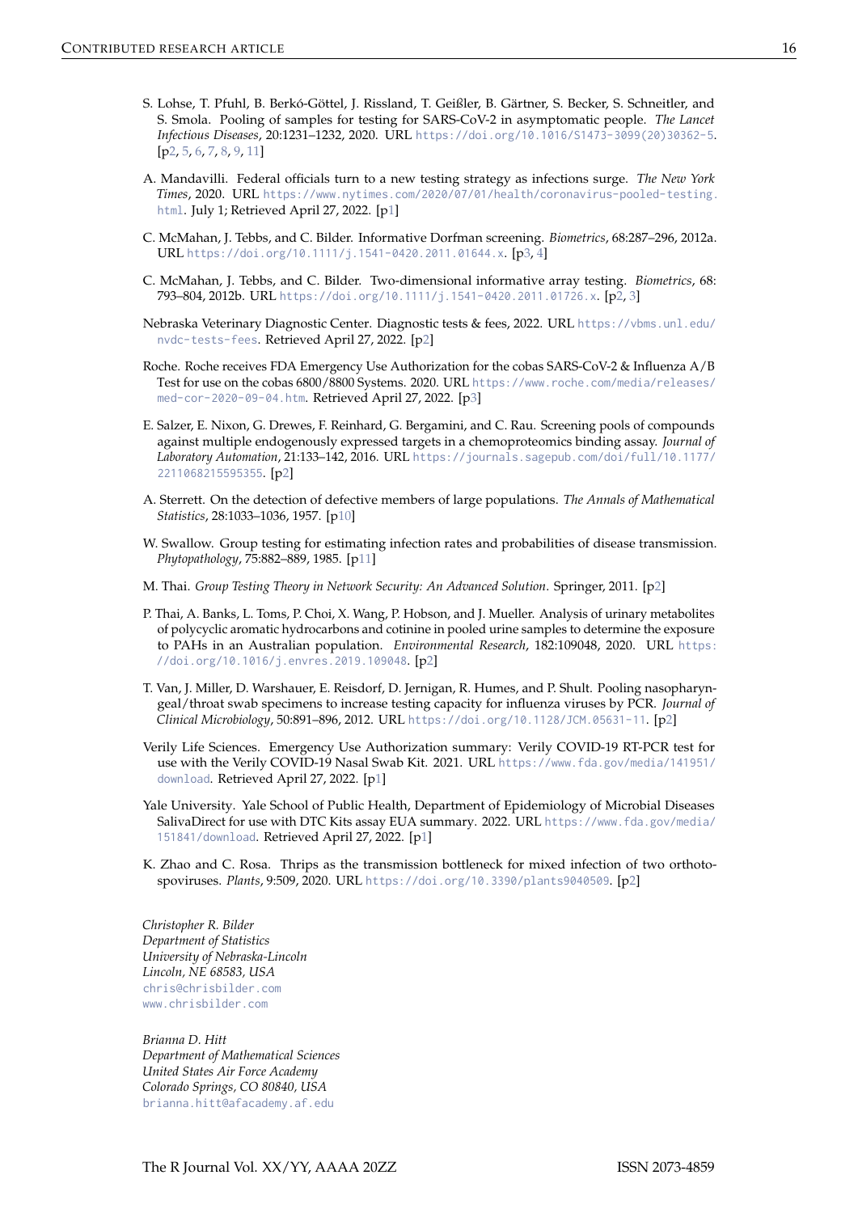S. Lohse, T. Pfuhl, B. Berkó-Göttel, J. Rissland, T. Geißler, B. Gärtner, S. Becker, S. Schneitler, and S. Smola. Pooling of samples for testing for SARS-CoV-2 in asymptomatic people. *The Lancet Infectious Diseases*, 20:1231–1232, 2020. URL https://doi.org/10.1016/S1473-3099(20)30362-5. [p2, 5, 6, 7, 8, 9, 11]

A. Mandavilli. Federal officials turn to a new testing strategy as infections surge. *The New York Times*, 2020. URL https://www.nytimes.com/2020/07/01/health/coronavirus-pooled-testing.html. July 1; Retrieved April 27, 2022. [p1]

C. McMahan, J. Tebbs, and C. Bilder. Informative Dorfman screening. *Biometrics*, 68:287–296, 2012a. URL https://doi.org/10.1111/j.1541-0420.2011.01644.x. [p3, 4]

C. McMahan, J. Tebbs, and C. Bilder. Two-dimensional informative array testing. *Biometrics*, 68: 793–804, 2012b. URL https://doi.org/10.1111/j.1541-0420.2011.01726.x. [p2, 3]

Nebraska Veterinary Diagnostic Center. Diagnostic tests & fees, 2022. URL https://vbms.unl.edu/nvdc-tests-fees. Retrieved April 27, 2022. [p2]

Roche. Roche receives FDA Emergency Use Authorization for the cobas SARS-CoV-2 & Influenza A/B Test for use on the cobas 6800/8800 Systems. 2020. URL https://www.roche.com/media/releases/med-cor-2020-09-04.htm. Retrieved April 27, 2022. [p3]

E. Salzer, E. Nixon, G. Drewes, F. Reinhard, G. Bergamini, and C. Rau. Screening pools of compounds against multiple endogenously expressed targets in a chemoproteomics binding assay. *Journal of Laboratory Automation*, 21:133–142, 2016. URL https://journals.sagepub.com/doi/full/10.1177/2211068215595355. [p2]

A. Sterrett. On the detection of defective members of large populations. *The Annals of Mathematical Statistics*, 28:1033–1036, 1957. [p10]

W. Swallow. Group testing for estimating infection rates and probabilities of disease transmission. *Phytopathology*, 75:882–889, 1985. [p11]

M. Thai. *Group Testing Theory in Network Security: An Advanced Solution*. Springer, 2011. [p2]

P. Thai, A. Banks, L. Toms, P. Choi, X. Wang, P. Hobson, and J. Mueller. Analysis of urinary metabolites of polycyclic aromatic hydrocarbons and cotinine in pooled urine samples to determine the exposure to PAHs in an Australian population. *Environmental Research*, 182:109048, 2020. URL https://doi.org/10.1016/j.envres.2019.109048. [p2]

T. Van, J. Miller, D. Warshauer, E. Reisdorf, D. Jernigan, R. Humes, and P. Shult. Pooling nasopharyngeal/throat swab specimens to increase testing capacity for influenza viruses by PCR. *Journal of Clinical Microbiology*, 50:891–896, 2012. URL https://doi.org/10.1128/JCM.05631-11. [p2]

Verily Life Sciences. Emergency Use Authorization summary: Verily COVID-19 RT-PCR test for use with the Verily COVID-19 Nasal Swab Kit. 2021. URL https://www.fda.gov/media/141951/download. Retrieved April 27, 2022. [p1]

Yale University. Yale School of Public Health, Department of Epidemiology of Microbial Diseases SalivaDirect for use with DTC Kits assay EUA summary. 2022. URL https://www.fda.gov/media/151841/download. Retrieved April 27, 2022. [p1]

K. Zhao and C. Rosa. Thrips as the transmission bottleneck for mixed infection of two orthotospoviruses. *Plants*, 9:509, 2020. URL https://doi.org/10.3390/plants9040509. [p2]

*Christopher R. Bilder*
*Department of Statistics*
*University of Nebraska-Lincoln*
*Lincoln, NE 68583, USA*
chris@chrisbilder.com
www.chrisbilder.com

*Brianna D. Hitt*
*Department of Mathematical Sciences*
*United States Air Force Academy*
*Colorado Springs, CO 80840, USA*
brianna.hitt@afacademy.af.edu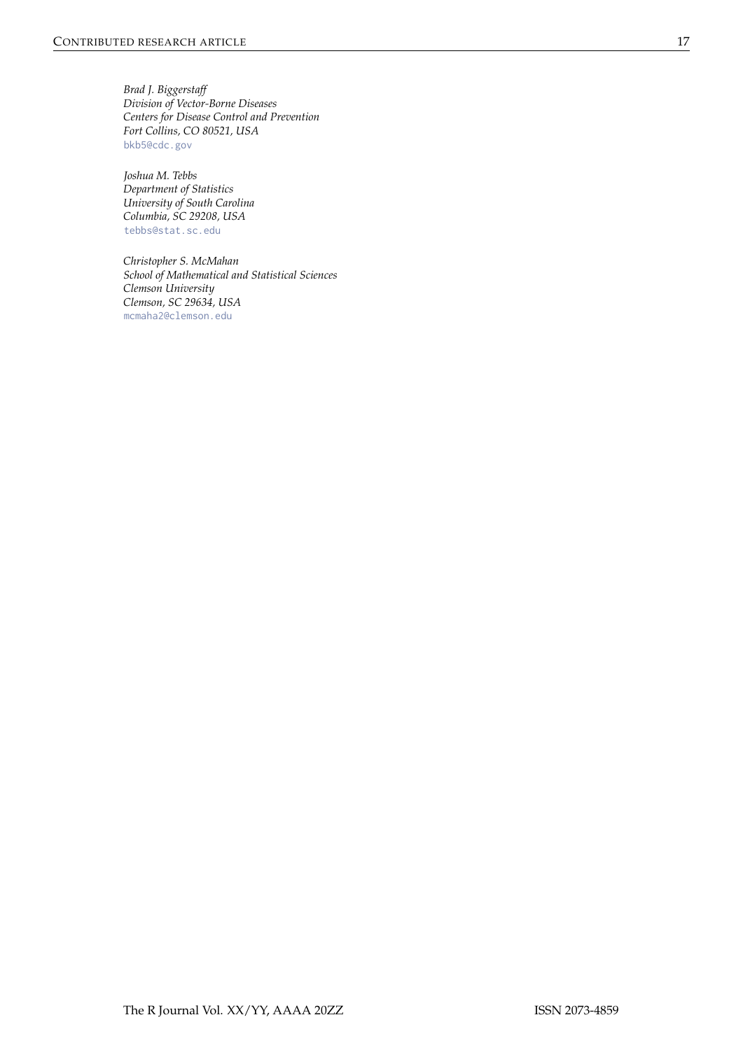*Brad J. Biggerstaff*
*Division of Vector-Borne Diseases*
*Centers for Disease Control and Prevention*
*Fort Collins, CO 80521, USA*
bkb5@cdc.gov

*Joshua M. Tebbs*
*Department of Statistics*
*University of South Carolina*
*Columbia, SC 29208, USA*
tebbs@stat.sc.edu

*Christopher S. McMahan*
*School of Mathematical and Statistical Sciences*
*Clemson University*
*Clemson, SC 29634, USA*
mcmaha2@clemson.edu